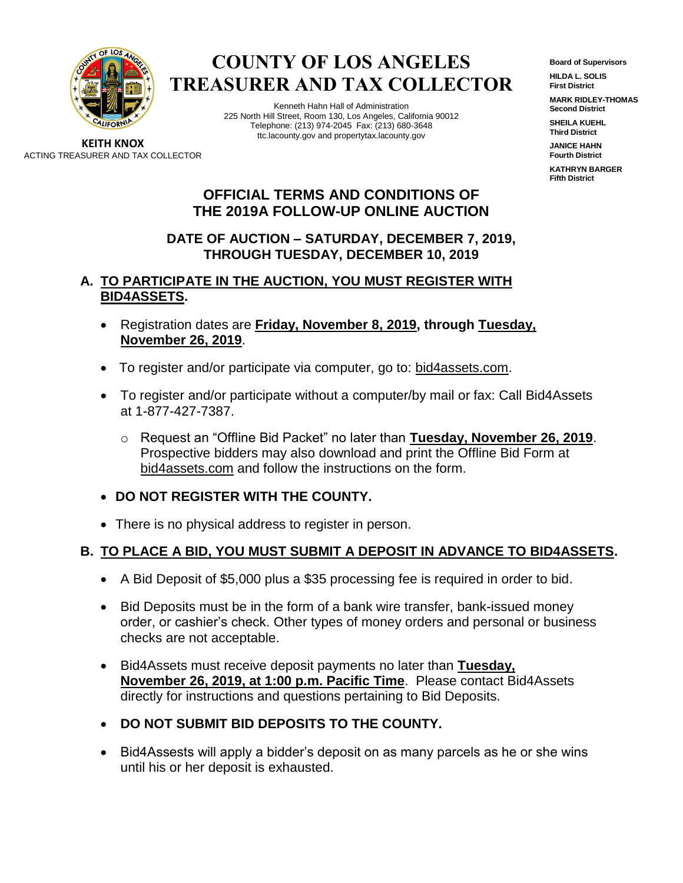# COUNTY OF LOS ANGELES
# TREASURER AND TAX COLLECTOR

Kenneth Hahn Hall of Administration
225 North Hill Street, Room 130, Los Angeles, California 90012
Telephone: (213) 974-2045 Fax: (213) 680-3648
ttc.lacounty.gov and propertytax.lacounty.gov

**KEITH KNOX**
ACTING TREASURER AND TAX COLLECTOR

**Board of Supervisors**

**HILDA L. SOLIS**
**First District**

**MARK RIDLEY-THOMAS**
**Second District**

**SHEILA KUEHL**
**Third District**

**JANICE HAHN**
**Fourth District**

**KATHRYN BARGER**
**Fifth District**

## OFFICIAL TERMS AND CONDITIONS OF THE 2019A FOLLOW-UP ONLINE AUCTION

### DATE OF AUCTION – SATURDAY, DECEMBER 7, 2019, THROUGH TUESDAY, DECEMBER 10, 2019

### A. TO PARTICIPATE IN THE AUCTION, YOU MUST REGISTER WITH BID4ASSETS.

- Registration dates are **Friday, November 8, 2019, through Tuesday, November 26, 2019**.
- To register and/or participate via computer, go to: bid4assets.com.
- To register and/or participate without a computer/by mail or fax: Call Bid4Assets at 1-877-427-7387.
  - Request an "Offline Bid Packet" no later than **Tuesday, November 26, 2019**. Prospective bidders may also download and print the Offline Bid Form at bid4assets.com and follow the instructions on the form.
- **DO NOT REGISTER WITH THE COUNTY.**
- There is no physical address to register in person.

### B. TO PLACE A BID, YOU MUST SUBMIT A DEPOSIT IN ADVANCE TO BID4ASSETS.

- A Bid Deposit of $5,000 plus a $35 processing fee is required in order to bid.
- Bid Deposits must be in the form of a bank wire transfer, bank-issued money order, or cashier's check. Other types of money orders and personal or business checks are not acceptable.
- Bid4Assets must receive deposit payments no later than **Tuesday, November 26, 2019, at 1:00 p.m. Pacific Time**. Please contact Bid4Assets directly for instructions and questions pertaining to Bid Deposits.
- **DO NOT SUBMIT BID DEPOSITS TO THE COUNTY.**
- Bid4Assests will apply a bidder's deposit on as many parcels as he or she wins until his or her deposit is exhausted.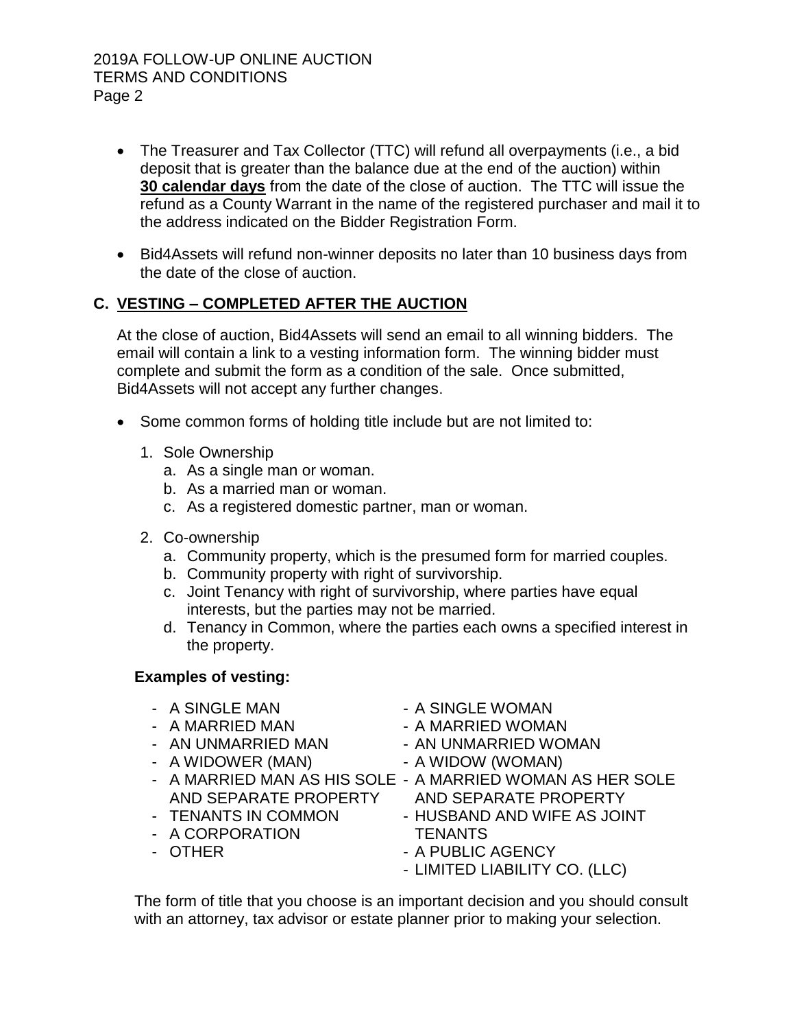- The Treasurer and Tax Collector (TTC) will refund all overpayments (i.e., a bid deposit that is greater than the balance due at the end of the auction) within **30 calendar days** from the date of the close of auction. The TTC will issue the refund as a County Warrant in the name of the registered purchaser and mail it to the address indicated on the Bidder Registration Form.

- Bid4Assets will refund non-winner deposits no later than 10 business days from the date of the close of auction.

## C. VESTING – COMPLETED AFTER THE AUCTION

At the close of auction, Bid4Assets will send an email to all winning bidders. The email will contain a link to a vesting information form. The winning bidder must complete and submit the form as a condition of the sale. Once submitted, Bid4Assets will not accept any further changes.

- Some common forms of holding title include but are not limited to:
  1. Sole Ownership
     a. As a single man or woman.
     b. As a married man or woman.
     c. As a registered domestic partner, man or woman.
  2. Co-ownership
     a. Community property, which is the presumed form for married couples.
     b. Community property with right of survivorship.
     c. Joint Tenancy with right of survivorship, where parties have equal interests, but the parties may not be married.
     d. Tenancy in Common, where the parties each owns a specified interest in the property.

**Examples of vesting:**

- A SINGLE MAN
- A MARRIED MAN
- AN UNMARRIED MAN
- A WIDOWER (MAN)
- A MARRIED MAN AS HIS SOLE AND SEPARATE PROPERTY
- TENANTS IN COMMON
- A CORPORATION
- OTHER
- A SINGLE WOMAN
- A MARRIED WOMAN
- AN UNMARRIED WOMAN
- A WIDOW (WOMAN)
- A MARRIED WOMAN AS HER SOLE AND SEPARATE PROPERTY
- HUSBAND AND WIFE AS JOINT TENANTS
- A PUBLIC AGENCY
- LIMITED LIABILITY CO. (LLC)

The form of title that you choose is an important decision and you should consult with an attorney, tax advisor or estate planner prior to making your selection.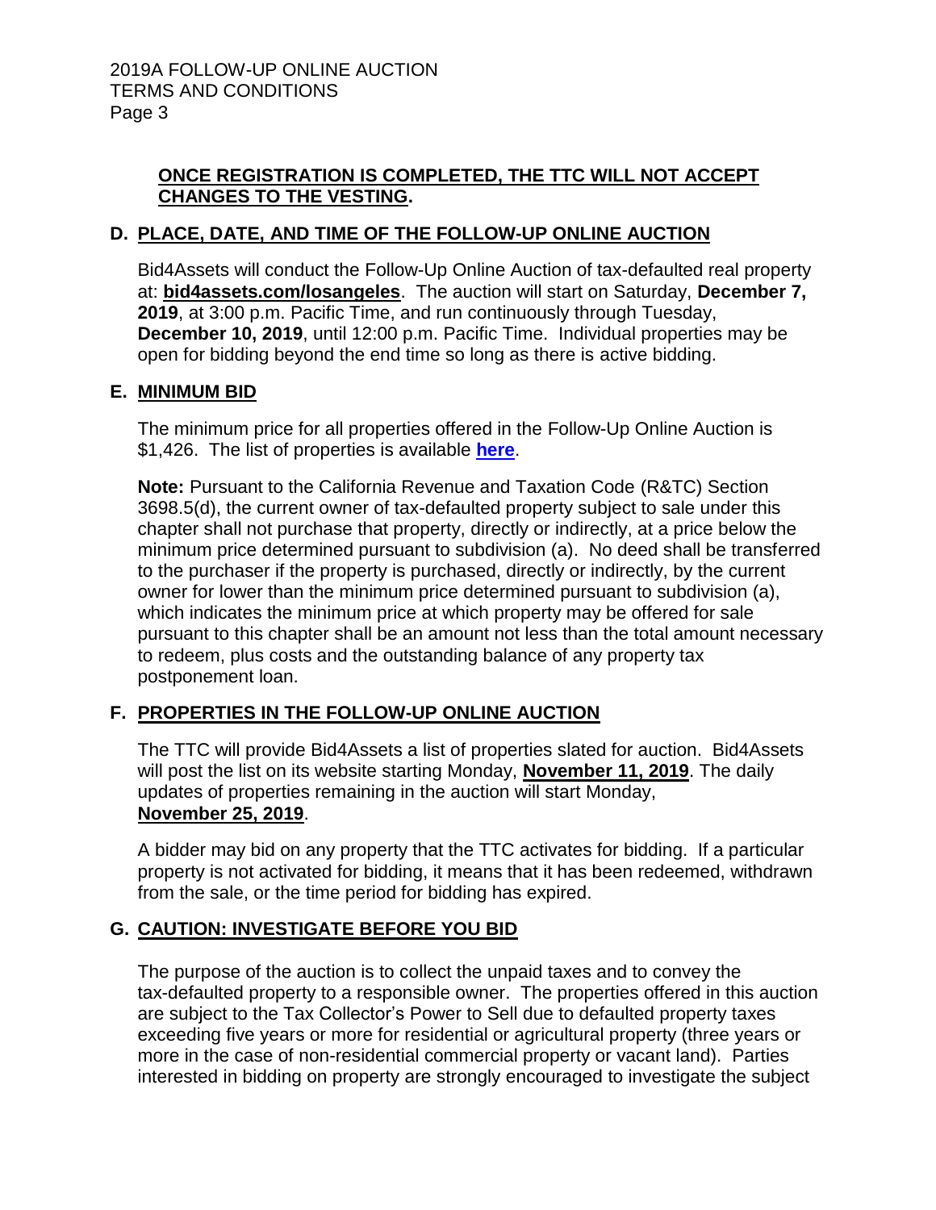**ONCE REGISTRATION IS COMPLETED, THE TTC WILL NOT ACCEPT CHANGES TO THE VESTING.**

## D. PLACE, DATE, AND TIME OF THE FOLLOW-UP ONLINE AUCTION

Bid4Assets will conduct the Follow-Up Online Auction of tax-defaulted real property at: **bid4assets.com/losangeles**. The auction will start on Saturday, **December 7, 2019**, at 3:00 p.m. Pacific Time, and run continuously through Tuesday, **December 10, 2019**, until 12:00 p.m. Pacific Time. Individual properties may be open for bidding beyond the end time so long as there is active bidding.

## E. MINIMUM BID

The minimum price for all properties offered in the Follow-Up Online Auction is $1,426. The list of properties is available **here**.

**Note:** Pursuant to the California Revenue and Taxation Code (R&TC) Section 3698.5(d), the current owner of tax-defaulted property subject to sale under this chapter shall not purchase that property, directly or indirectly, at a price below the minimum price determined pursuant to subdivision (a). No deed shall be transferred to the purchaser if the property is purchased, directly or indirectly, by the current owner for lower than the minimum price determined pursuant to subdivision (a), which indicates the minimum price at which property may be offered for sale pursuant to this chapter shall be an amount not less than the total amount necessary to redeem, plus costs and the outstanding balance of any property tax postponement loan.

## F. PROPERTIES IN THE FOLLOW-UP ONLINE AUCTION

The TTC will provide Bid4Assets a list of properties slated for auction. Bid4Assets will post the list on its website starting Monday, **November 11, 2019**. The daily updates of properties remaining in the auction will start Monday, **November 25, 2019**.

A bidder may bid on any property that the TTC activates for bidding. If a particular property is not activated for bidding, it means that it has been redeemed, withdrawn from the sale, or the time period for bidding has expired.

## G. CAUTION: INVESTIGATE BEFORE YOU BID

The purpose of the auction is to collect the unpaid taxes and to convey the tax-defaulted property to a responsible owner. The properties offered in this auction are subject to the Tax Collector's Power to Sell due to defaulted property taxes exceeding five years or more for residential or agricultural property (three years or more in the case of non-residential commercial property or vacant land). Parties interested in bidding on property are strongly encouraged to investigate the subject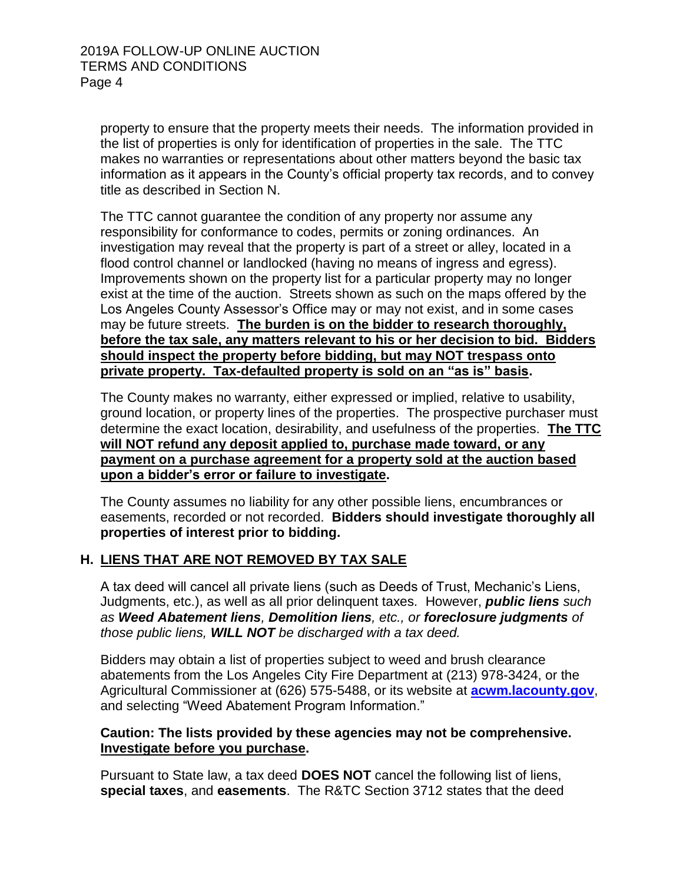property to ensure that the property meets their needs. The information provided in the list of properties is only for identification of properties in the sale. The TTC makes no warranties or representations about other matters beyond the basic tax information as it appears in the County's official property tax records, and to convey title as described in Section N.

The TTC cannot guarantee the condition of any property nor assume any responsibility for conformance to codes, permits or zoning ordinances. An investigation may reveal that the property is part of a street or alley, located in a flood control channel or landlocked (having no means of ingress and egress). Improvements shown on the property list for a particular property may no longer exist at the time of the auction. Streets shown as such on the maps offered by the Los Angeles County Assessor's Office may or may not exist, and in some cases may be future streets. **The burden is on the bidder to research thoroughly, before the tax sale, any matters relevant to his or her decision to bid. Bidders should inspect the property before bidding, but may NOT trespass onto private property. Tax-defaulted property is sold on an "as is" basis.**

The County makes no warranty, either expressed or implied, relative to usability, ground location, or property lines of the properties. The prospective purchaser must determine the exact location, desirability, and usefulness of the properties. **The TTC will NOT refund any deposit applied to, purchase made toward, or any payment on a purchase agreement for a property sold at the auction based upon a bidder's error or failure to investigate.**

The County assumes no liability for any other possible liens, encumbrances or easements, recorded or not recorded. **Bidders should investigate thoroughly all properties of interest prior to bidding.**

## H. LIENS THAT ARE NOT REMOVED BY TAX SALE

A tax deed will cancel all private liens (such as Deeds of Trust, Mechanic's Liens, Judgments, etc.), as well as all prior delinquent taxes. However, ***public liens** such as **Weed Abatement liens**, **Demolition liens**, etc., or **foreclosure judgments** of those public liens, **WILL NOT** be discharged with a tax deed.*

Bidders may obtain a list of properties subject to weed and brush clearance abatements from the Los Angeles City Fire Department at (213) 978-3424, or the Agricultural Commissioner at (626) 575-5488, or its website at **acwm.lacounty.gov**, and selecting "Weed Abatement Program Information."

**Caution: The lists provided by these agencies may not be comprehensive. Investigate before you purchase.**

Pursuant to State law, a tax deed **DOES NOT** cancel the following list of liens, **special taxes**, and **easements**. The R&TC Section 3712 states that the deed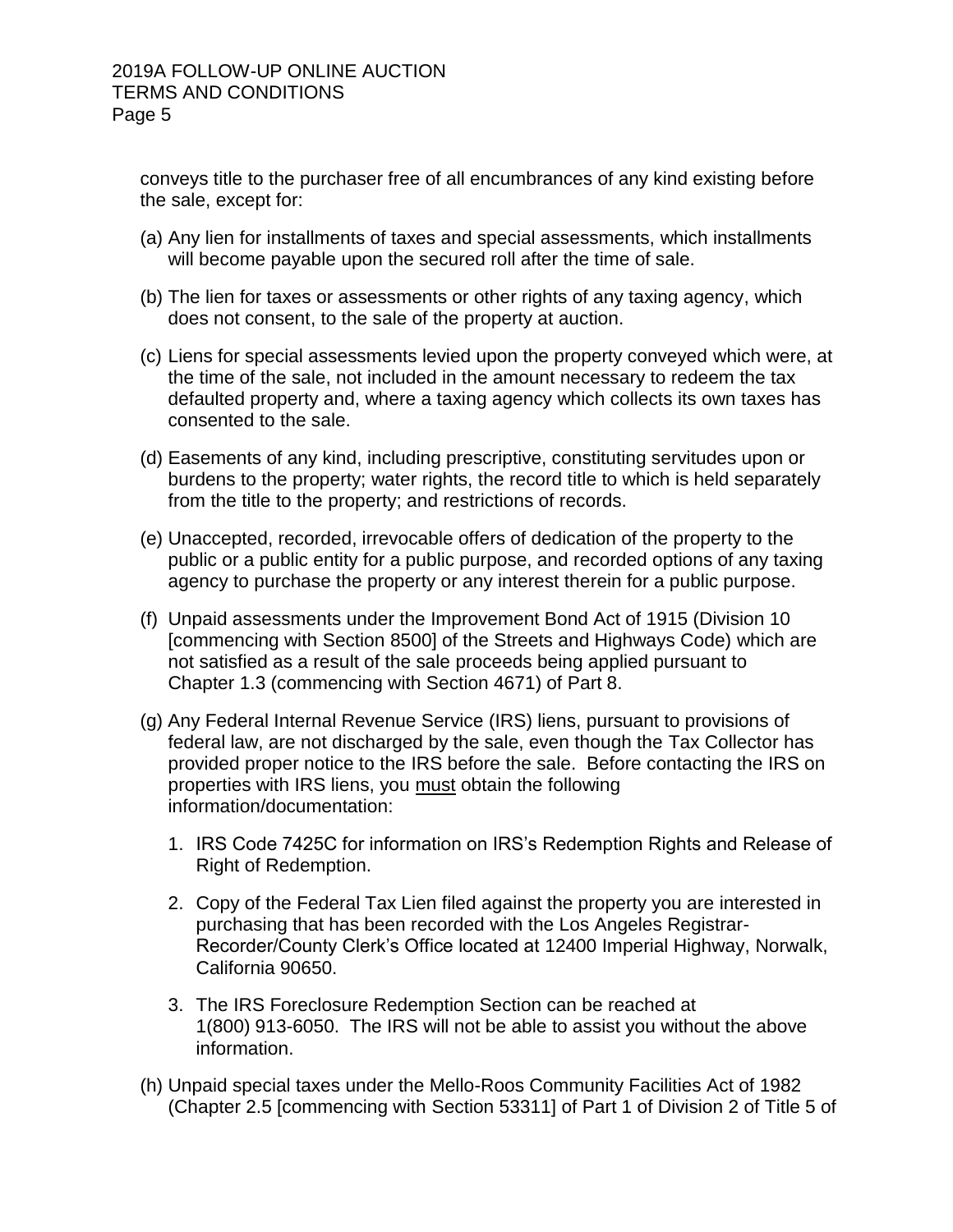conveys title to the purchaser free of all encumbrances of any kind existing before the sale, except for:

(a) Any lien for installments of taxes and special assessments, which installments will become payable upon the secured roll after the time of sale.

(b) The lien for taxes or assessments or other rights of any taxing agency, which does not consent, to the sale of the property at auction.

(c) Liens for special assessments levied upon the property conveyed which were, at the time of the sale, not included in the amount necessary to redeem the tax defaulted property and, where a taxing agency which collects its own taxes has consented to the sale.

(d) Easements of any kind, including prescriptive, constituting servitudes upon or burdens to the property; water rights, the record title to which is held separately from the title to the property; and restrictions of records.

(e) Unaccepted, recorded, irrevocable offers of dedication of the property to the public or a public entity for a public purpose, and recorded options of any taxing agency to purchase the property or any interest therein for a public purpose.

(f) Unpaid assessments under the Improvement Bond Act of 1915 (Division 10 [commencing with Section 8500] of the Streets and Highways Code) which are not satisfied as a result of the sale proceeds being applied pursuant to Chapter 1.3 (commencing with Section 4671) of Part 8.

(g) Any Federal Internal Revenue Service (IRS) liens, pursuant to provisions of federal law, are not discharged by the sale, even though the Tax Collector has provided proper notice to the IRS before the sale. Before contacting the IRS on properties with IRS liens, you <u>must</u> obtain the following information/documentation:

   1. IRS Code 7425C for information on IRS's Redemption Rights and Release of Right of Redemption.

   2. Copy of the Federal Tax Lien filed against the property you are interested in purchasing that has been recorded with the Los Angeles Registrar-Recorder/County Clerk's Office located at 12400 Imperial Highway, Norwalk, California 90650.

   3. The IRS Foreclosure Redemption Section can be reached at 1(800) 913-6050. The IRS will not be able to assist you without the above information.

(h) Unpaid special taxes under the Mello-Roos Community Facilities Act of 1982 (Chapter 2.5 [commencing with Section 53311] of Part 1 of Division 2 of Title 5 of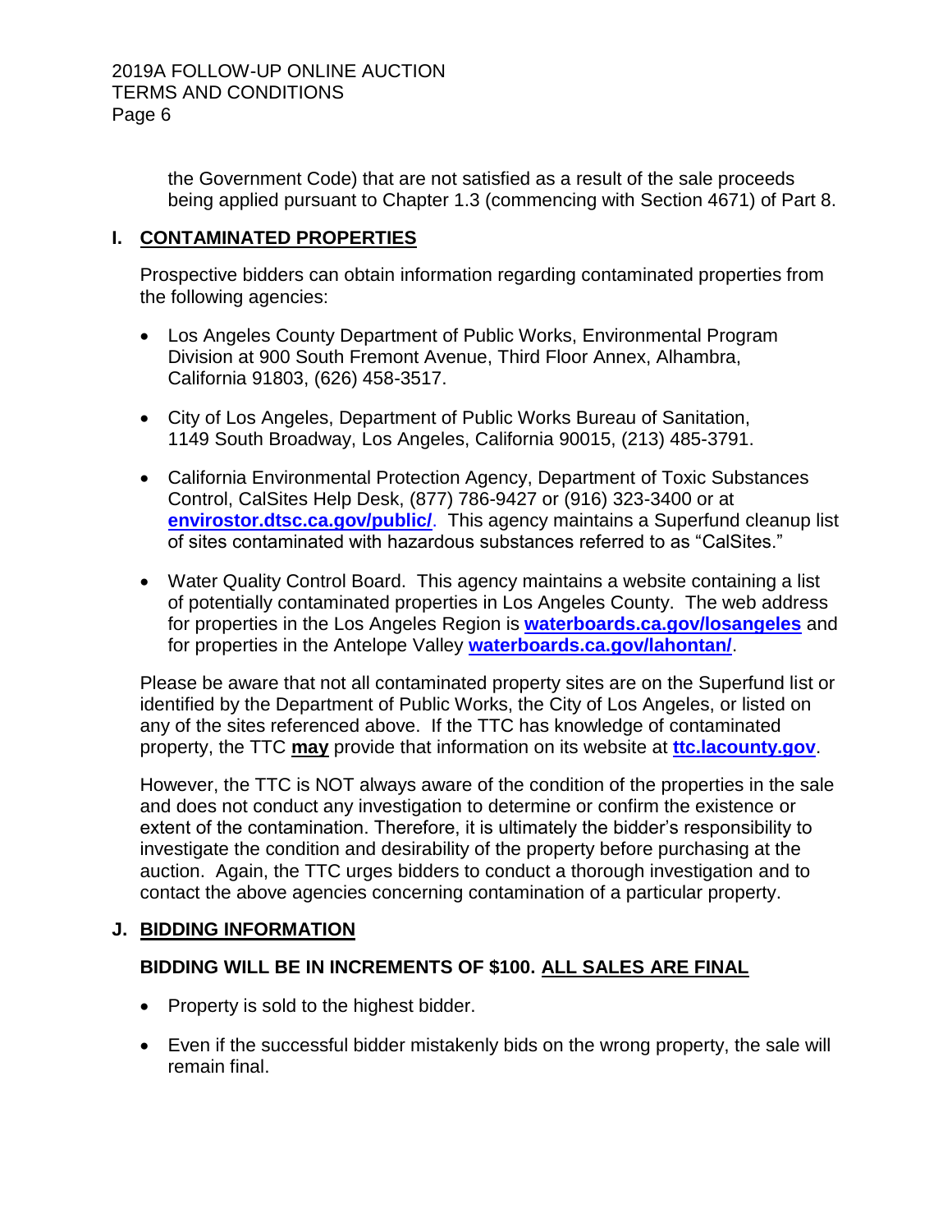the Government Code) that are not satisfied as a result of the sale proceeds being applied pursuant to Chapter 1.3 (commencing with Section 4671) of Part 8.

## I. CONTAMINATED PROPERTIES

Prospective bidders can obtain information regarding contaminated properties from the following agencies:

- Los Angeles County Department of Public Works, Environmental Program Division at 900 South Fremont Avenue, Third Floor Annex, Alhambra, California 91803, (626) 458-3517.
- City of Los Angeles, Department of Public Works Bureau of Sanitation, 1149 South Broadway, Los Angeles, California 90015, (213) 485-3791.
- California Environmental Protection Agency, Department of Toxic Substances Control, CalSites Help Desk, (877) 786-9427 or (916) 323-3400 or at **envirostor.dtsc.ca.gov/public/**. This agency maintains a Superfund cleanup list of sites contaminated with hazardous substances referred to as "CalSites."
- Water Quality Control Board. This agency maintains a website containing a list of potentially contaminated properties in Los Angeles County. The web address for properties in the Los Angeles Region is **waterboards.ca.gov/losangeles** and for properties in the Antelope Valley **waterboards.ca.gov/lahontan/**.

Please be aware that not all contaminated property sites are on the Superfund list or identified by the Department of Public Works, the City of Los Angeles, or listed on any of the sites referenced above. If the TTC has knowledge of contaminated property, the TTC **may** provide that information on its website at **ttc.lacounty.gov**.

However, the TTC is NOT always aware of the condition of the properties in the sale and does not conduct any investigation to determine or confirm the existence or extent of the contamination. Therefore, it is ultimately the bidder's responsibility to investigate the condition and desirability of the property before purchasing at the auction. Again, the TTC urges bidders to conduct a thorough investigation and to contact the above agencies concerning contamination of a particular property.

## J. BIDDING INFORMATION

**BIDDING WILL BE IN INCREMENTS OF $100. ALL SALES ARE FINAL**

- Property is sold to the highest bidder.
- Even if the successful bidder mistakenly bids on the wrong property, the sale will remain final.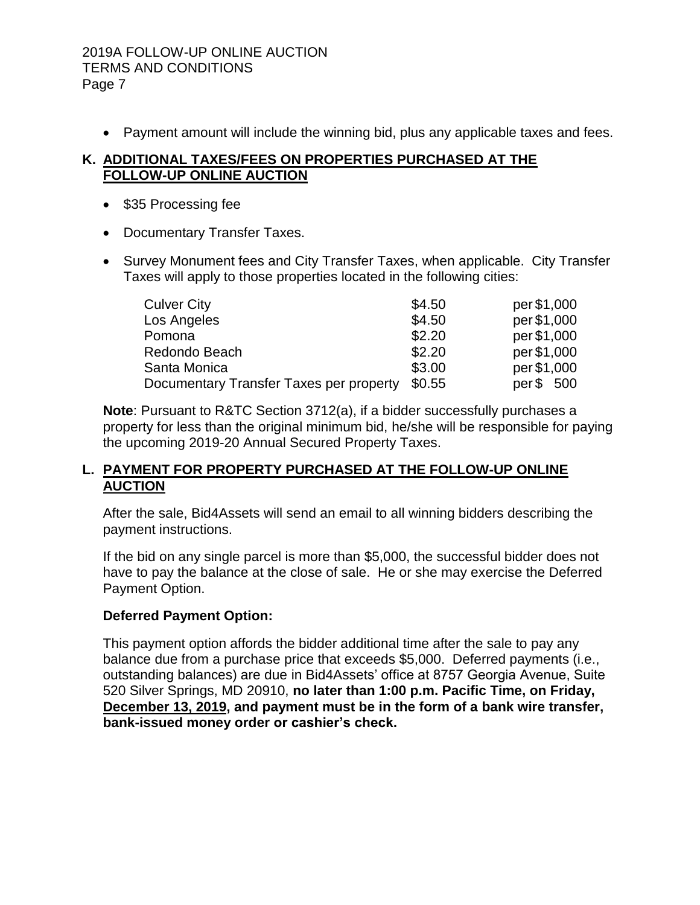- Payment amount will include the winning bid, plus any applicable taxes and fees.

## K. ADDITIONAL TAXES/FEES ON PROPERTIES PURCHASED AT THE FOLLOW-UP ONLINE AUCTION

- $35 Processing fee
- Documentary Transfer Taxes.
- Survey Monument fees and City Transfer Taxes, when applicable. City Transfer Taxes will apply to those properties located in the following cities:

| | | |
|---|---|---|
| Culver City | $4.50 | per $1,000 |
| Los Angeles | $4.50 | per $1,000 |
| Pomona | $2.20 | per $1,000 |
| Redondo Beach | $2.20 | per $1,000 |
| Santa Monica | $3.00 | per $1,000 |
| Documentary Transfer Taxes per property | $0.55 | per $ 500 |

**Note**: Pursuant to R&TC Section 3712(a), if a bidder successfully purchases a property for less than the original minimum bid, he/she will be responsible for paying the upcoming 2019-20 Annual Secured Property Taxes.

## L. PAYMENT FOR PROPERTY PURCHASED AT THE FOLLOW-UP ONLINE AUCTION

After the sale, Bid4Assets will send an email to all winning bidders describing the payment instructions.

If the bid on any single parcel is more than $5,000, the successful bidder does not have to pay the balance at the close of sale. He or she may exercise the Deferred Payment Option.

**Deferred Payment Option:**

This payment option affords the bidder additional time after the sale to pay any balance due from a purchase price that exceeds $5,000. Deferred payments (i.e., outstanding balances) are due in Bid4Assets' office at 8757 Georgia Avenue, Suite 520 Silver Springs, MD 20910, **no later than 1:00 p.m. Pacific Time, on Friday, December 13, 2019, and payment must be in the form of a bank wire transfer, bank-issued money order or cashier's check.**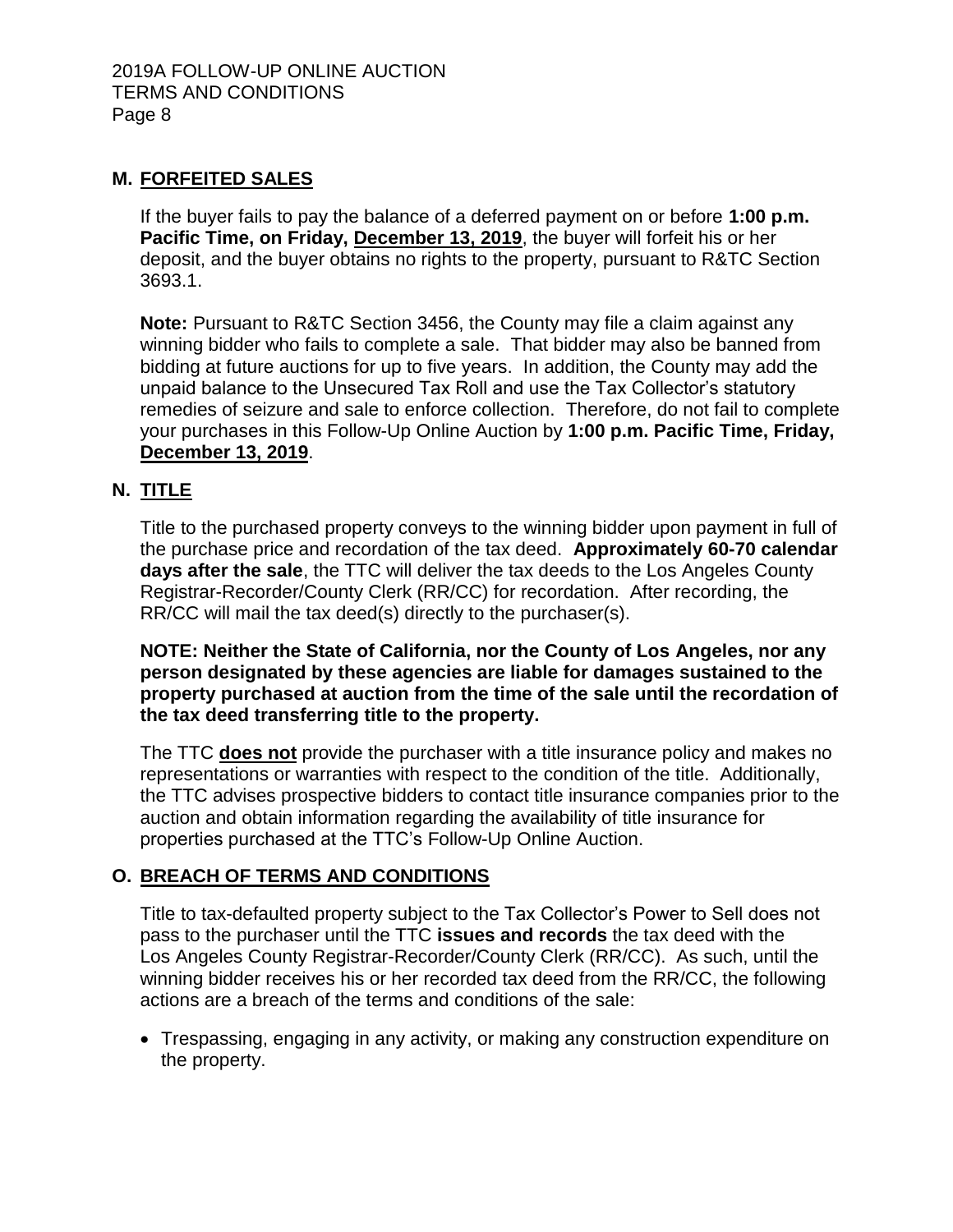## M. FORFEITED SALES

If the buyer fails to pay the balance of a deferred payment on or before **1:00 p.m. Pacific Time, on Friday, December 13, 2019**, the buyer will forfeit his or her deposit, and the buyer obtains no rights to the property, pursuant to R&TC Section 3693.1.

**Note:** Pursuant to R&TC Section 3456, the County may file a claim against any winning bidder who fails to complete a sale. That bidder may also be banned from bidding at future auctions for up to five years. In addition, the County may add the unpaid balance to the Unsecured Tax Roll and use the Tax Collector's statutory remedies of seizure and sale to enforce collection. Therefore, do not fail to complete your purchases in this Follow-Up Online Auction by **1:00 p.m. Pacific Time, Friday, December 13, 2019**.

## N. TITLE

Title to the purchased property conveys to the winning bidder upon payment in full of the purchase price and recordation of the tax deed. **Approximately 60-70 calendar days after the sale**, the TTC will deliver the tax deeds to the Los Angeles County Registrar-Recorder/County Clerk (RR/CC) for recordation. After recording, the RR/CC will mail the tax deed(s) directly to the purchaser(s).

**NOTE: Neither the State of California, nor the County of Los Angeles, nor any person designated by these agencies are liable for damages sustained to the property purchased at auction from the time of the sale until the recordation of the tax deed transferring title to the property.**

The TTC **does not** provide the purchaser with a title insurance policy and makes no representations or warranties with respect to the condition of the title. Additionally, the TTC advises prospective bidders to contact title insurance companies prior to the auction and obtain information regarding the availability of title insurance for properties purchased at the TTC's Follow-Up Online Auction.

## O. BREACH OF TERMS AND CONDITIONS

Title to tax-defaulted property subject to the Tax Collector's Power to Sell does not pass to the purchaser until the TTC **issues and records** the tax deed with the Los Angeles County Registrar-Recorder/County Clerk (RR/CC). As such, until the winning bidder receives his or her recorded tax deed from the RR/CC, the following actions are a breach of the terms and conditions of the sale:

- Trespassing, engaging in any activity, or making any construction expenditure on the property.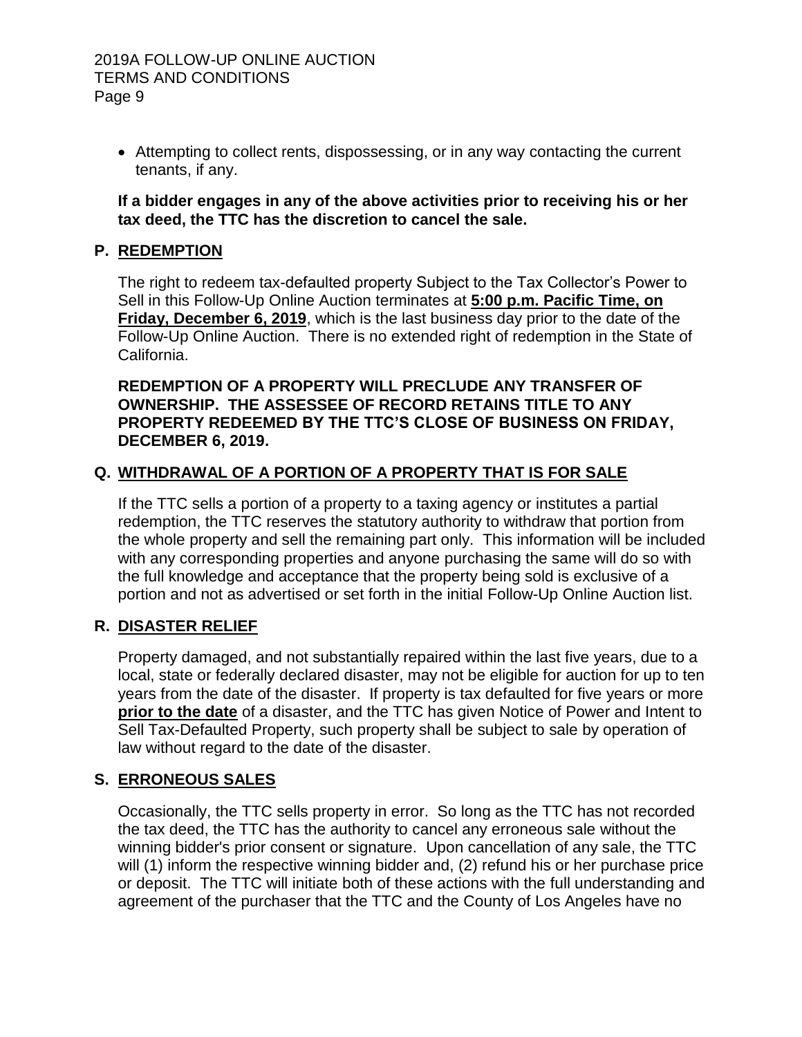- Attempting to collect rents, dispossessing, or in any way contacting the current tenants, if any.

**If a bidder engages in any of the above activities prior to receiving his or her tax deed, the TTC has the discretion to cancel the sale.**

## P. REDEMPTION

The right to redeem tax-defaulted property Subject to the Tax Collector's Power to Sell in this Follow-Up Online Auction terminates at **5:00 p.m. Pacific Time, on Friday, December 6, 2019**, which is the last business day prior to the date of the Follow-Up Online Auction. There is no extended right of redemption in the State of California.

**REDEMPTION OF A PROPERTY WILL PRECLUDE ANY TRANSFER OF OWNERSHIP. THE ASSESSEE OF RECORD RETAINS TITLE TO ANY PROPERTY REDEEMED BY THE TTC'S CLOSE OF BUSINESS ON FRIDAY, DECEMBER 6, 2019.**

## Q. WITHDRAWAL OF A PORTION OF A PROPERTY THAT IS FOR SALE

If the TTC sells a portion of a property to a taxing agency or institutes a partial redemption, the TTC reserves the statutory authority to withdraw that portion from the whole property and sell the remaining part only. This information will be included with any corresponding properties and anyone purchasing the same will do so with the full knowledge and acceptance that the property being sold is exclusive of a portion and not as advertised or set forth in the initial Follow-Up Online Auction list.

## R. DISASTER RELIEF

Property damaged, and not substantially repaired within the last five years, due to a local, state or federally declared disaster, may not be eligible for auction for up to ten years from the date of the disaster. If property is tax defaulted for five years or more **prior to the date** of a disaster, and the TTC has given Notice of Power and Intent to Sell Tax-Defaulted Property, such property shall be subject to sale by operation of law without regard to the date of the disaster.

## S. ERRONEOUS SALES

Occasionally, the TTC sells property in error. So long as the TTC has not recorded the tax deed, the TTC has the authority to cancel any erroneous sale without the winning bidder's prior consent or signature. Upon cancellation of any sale, the TTC will (1) inform the respective winning bidder and, (2) refund his or her purchase price or deposit. The TTC will initiate both of these actions with the full understanding and agreement of the purchaser that the TTC and the County of Los Angeles have no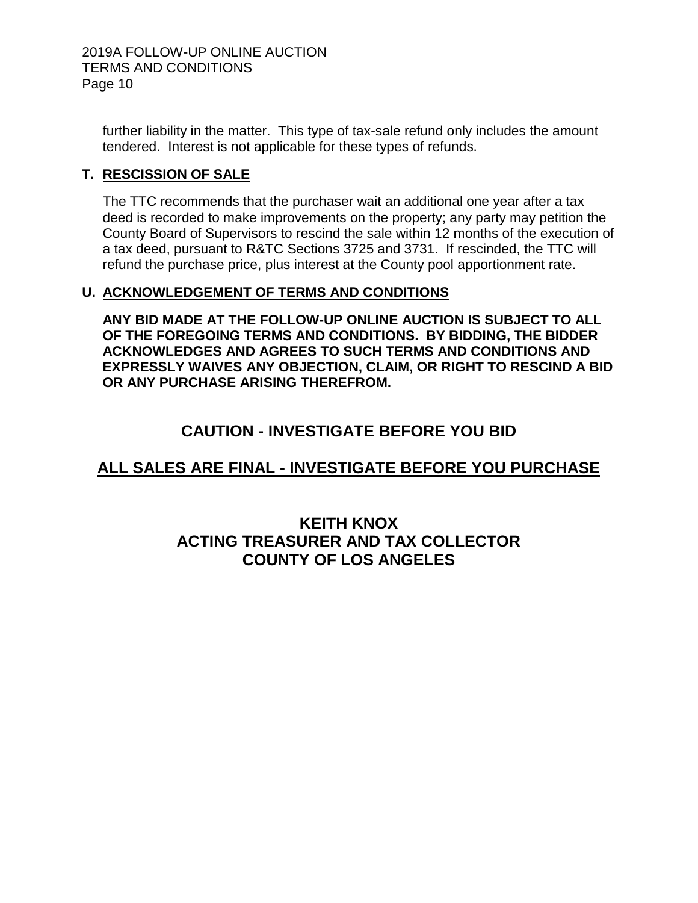further liability in the matter. This type of tax-sale refund only includes the amount tendered. Interest is not applicable for these types of refunds.

**T. RESCISSION OF SALE**

The TTC recommends that the purchaser wait an additional one year after a tax deed is recorded to make improvements on the property; any party may petition the County Board of Supervisors to rescind the sale within 12 months of the execution of a tax deed, pursuant to R&TC Sections 3725 and 3731. If rescinded, the TTC will refund the purchase price, plus interest at the County pool apportionment rate.

**U. ACKNOWLEDGEMENT OF TERMS AND CONDITIONS**

**ANY BID MADE AT THE FOLLOW-UP ONLINE AUCTION IS SUBJECT TO ALL OF THE FOREGOING TERMS AND CONDITIONS. BY BIDDING, THE BIDDER ACKNOWLEDGES AND AGREES TO SUCH TERMS AND CONDITIONS AND EXPRESSLY WAIVES ANY OBJECTION, CLAIM, OR RIGHT TO RESCIND A BID OR ANY PURCHASE ARISING THEREFROM.**

## CAUTION - INVESTIGATE BEFORE YOU BID

## ALL SALES ARE FINAL - INVESTIGATE BEFORE YOU PURCHASE

**KEITH KNOX**
**ACTING TREASURER AND TAX COLLECTOR**
**COUNTY OF LOS ANGELES**